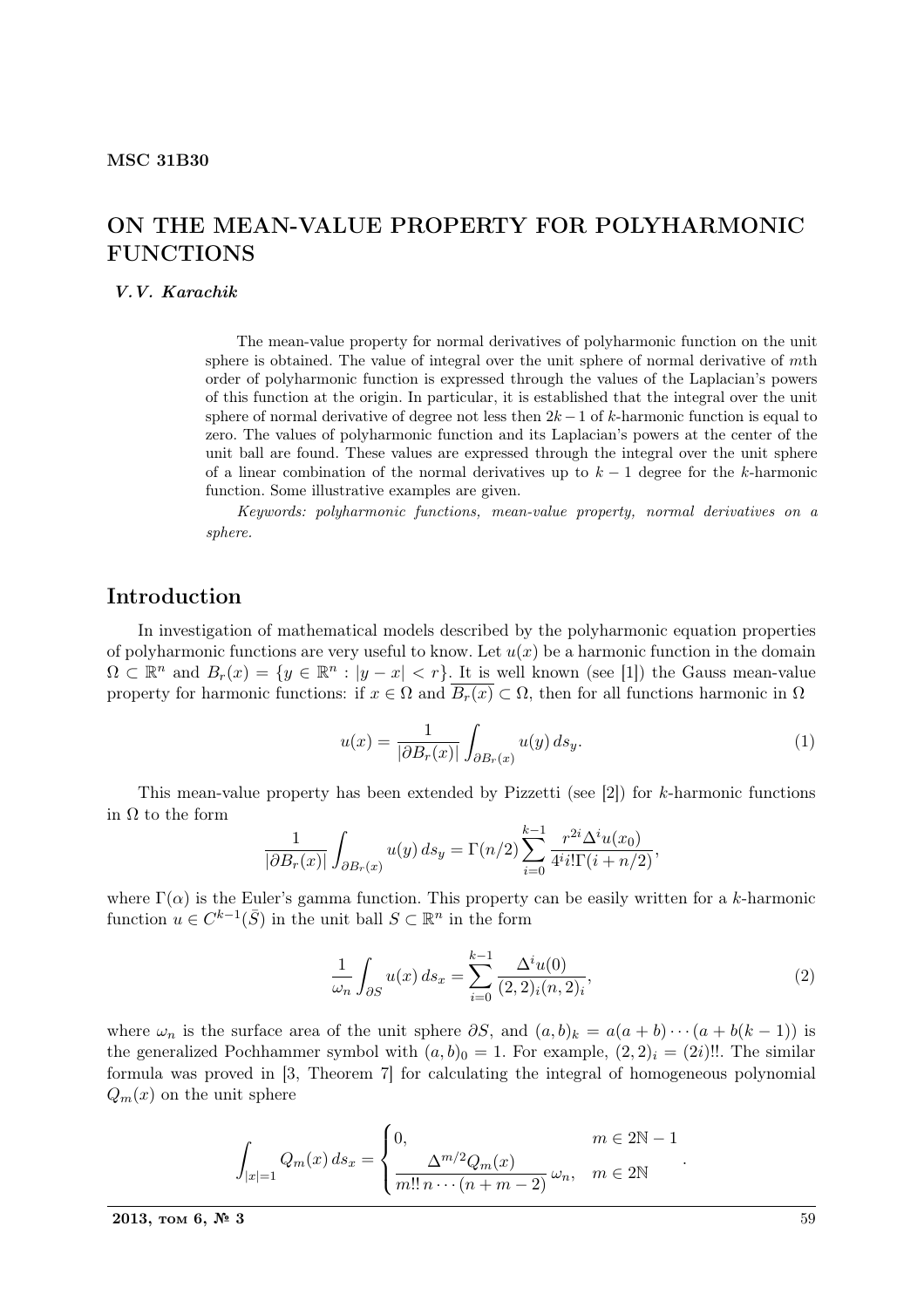MSC 31B30

# ON THE MEAN-VALUE PROPERTY FOR POLYHARMONIC FUNCTIONS

***V.V. Karachik***

The mean-value property for normal derivatives of polyharmonic function on the unit sphere is obtained. The value of integral over the unit sphere of normal derivative of $m$th order of polyharmonic function is expressed through the values of the Laplacian's powers of this function at the origin. In particular, it is established that the integral over the unit sphere of normal derivative of degree not less then $2k-1$ of $k$-harmonic function is equal to zero. The values of polyharmonic function and its Laplacian's powers at the center of the unit ball are found. These values are expressed through the integral over the unit sphere of a linear combination of the normal derivatives up to $k-1$ degree for the $k$-harmonic function. Some illustrative examples are given.

*Keywords: polyharmonic functions, mean-value property, normal derivatives on a sphere.*

## Introduction

In investigation of mathematical models described by the polyharmonic equation properties of polyharmonic functions are very useful to know. Let $u(x)$ be a harmonic function in the domain $\Omega \subset \mathbb{R}^n$ and $B_r(x) = \{y \in \mathbb{R}^n : |y-x| < r\}$. It is well known (see [1]) the Gauss mean-value property for harmonic functions: if $x \in \Omega$ and $\overline{B_r(x)} \subset \Omega$, then for all functions harmonic in $\Omega$

$$u(x) = \frac{1}{|\partial B_r(x)|} \int_{\partial B_r(x)} u(y)\, ds_y. \tag{1}$$

This mean-value property has been extended by Pizzetti (see [2]) for $k$-harmonic functions in $\Omega$ to the form

$$\frac{1}{|\partial B_r(x)|} \int_{\partial B_r(x)} u(y)\, ds_y = \Gamma(n/2) \sum_{i=0}^{k-1} \frac{r^{2i} \Delta^i u(x_0)}{4^i i! \Gamma(i+n/2)},$$

where $\Gamma(\alpha)$ is the Euler's gamma function. This property can be easily written for a $k$-harmonic function $u \in C^{k-1}(\bar{S})$ in the unit ball $S \subset \mathbb{R}^n$ in the form

$$\frac{1}{\omega_n} \int_{\partial S} u(x)\, ds_x = \sum_{i=0}^{k-1} \frac{\Delta^i u(0)}{(2,2)_i (n,2)_i}, \tag{2}$$

where $\omega_n$ is the surface area of the unit sphere $\partial S$, and $(a,b)_k = a(a+b)\cdots(a+b(k-1))$ is the generalized Pochhammer symbol with $(a,b)_0 = 1$. For example, $(2,2)_i = (2i)!!$. The similar formula was proved in [3, Theorem 7] for calculating the integral of homogeneous polynomial $Q_m(x)$ on the unit sphere

$$\int_{|x|=1} Q_m(x)\, ds_x = \begin{cases} 0, & m \in 2\mathbb{N} - 1 \\ \dfrac{\Delta^{m/2} Q_m(x)}{m!!\, n \cdots (n+m-2)}\, \omega_n, & m \in 2\mathbb{N} \end{cases}.$$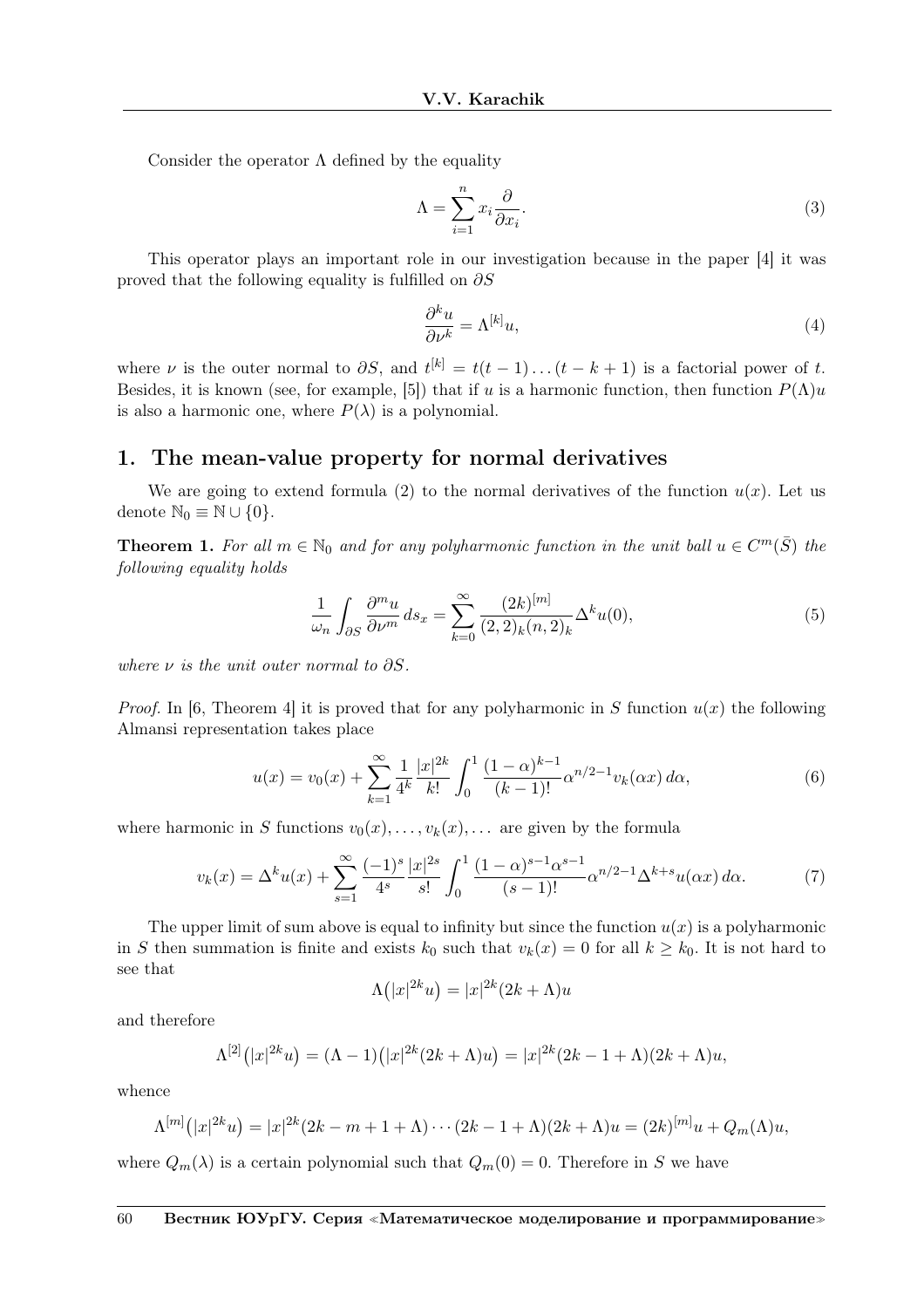Consider the operator $\Lambda$ defined by the equality

$$
\Lambda = \sum_{i=1}^{n} x_i \frac{\partial}{\partial x_i}. \tag{3}
$$

This operator plays an important role in our investigation because in the paper [4] it was proved that the following equality is fulfilled on $\partial S$

$$
\frac{\partial^k u}{\partial \nu^k} = \Lambda^{[k]} u, \tag{4}
$$

where $\nu$ is the outer normal to $\partial S$, and $t^{[k]} = t(t-1)\dots(t-k+1)$ is a factorial power of $t$. Besides, it is known (see, for example, [5]) that if $u$ is a harmonic function, then function $P(\Lambda)u$ is also a harmonic one, where $P(\lambda)$ is a polynomial.

## 1. The mean-value property for normal derivatives

We are going to extend formula (2) to the normal derivatives of the function $u(x)$. Let us denote $\mathbb{N}_0 \equiv \mathbb{N} \cup \{0\}$.

**Theorem 1.** *For all $m \in \mathbb{N}_0$ and for any polyharmonic function in the unit ball $u \in C^m(\bar{S})$ the following equality holds*

$$
\frac{1}{\omega_n} \int_{\partial S} \frac{\partial^m u}{\partial \nu^m} \, ds_x = \sum_{k=0}^{\infty} \frac{(2k)^{[m]}}{(2,2)_k (n,2)_k} \Delta^k u(0), \tag{5}
$$

*where $\nu$ is the unit outer normal to $\partial S$.*

*Proof.* In [6, Theorem 4] it is proved that for any polyharmonic in $S$ function $u(x)$ the following Almansi representation takes place

$$
u(x) = v_0(x) + \sum_{k=1}^{\infty} \frac{1}{4^k} \frac{|x|^{2k}}{k!} \int_0^1 \frac{(1-\alpha)^{k-1}}{(k-1)!} \alpha^{n/2-1} v_k(\alpha x) \, d\alpha, \tag{6}
$$

where harmonic in $S$ functions $v_0(x), \dots, v_k(x), \dots$ are given by the formula

$$
v_k(x) = \Delta^k u(x) + \sum_{s=1}^{\infty} \frac{(-1)^s}{4^s} \frac{|x|^{2s}}{s!} \int_0^1 \frac{(1-\alpha)^{s-1} \alpha^{s-1}}{(s-1)!} \alpha^{n/2-1} \Delta^{k+s} u(\alpha x) \, d\alpha. \tag{7}
$$

The upper limit of sum above is equal to infinity but since the function $u(x)$ is a polyharmonic in $S$ then summation is finite and exists $k_0$ such that $v_k(x) = 0$ for all $k \geq k_0$. It is not hard to see that

$$
\Lambda\big(|x|^{2k} u\big) = |x|^{2k} (2k + \Lambda) u
$$

and therefore

$$
\Lambda^{[2]}\big(|x|^{2k} u\big) = (\Lambda - 1)\big(|x|^{2k} (2k + \Lambda) u\big) = |x|^{2k} (2k - 1 + \Lambda)(2k + \Lambda) u,
$$

whence

$$
\Lambda^{[m]}\big(|x|^{2k} u\big) = |x|^{2k} (2k - m + 1 + \Lambda) \cdots (2k - 1 + \Lambda)(2k + \Lambda) u = (2k)^{[m]} u + Q_m(\Lambda) u,
$$

where $Q_m(\lambda)$ is a certain polynomial such that $Q_m(0) = 0$. Therefore in $S$ we have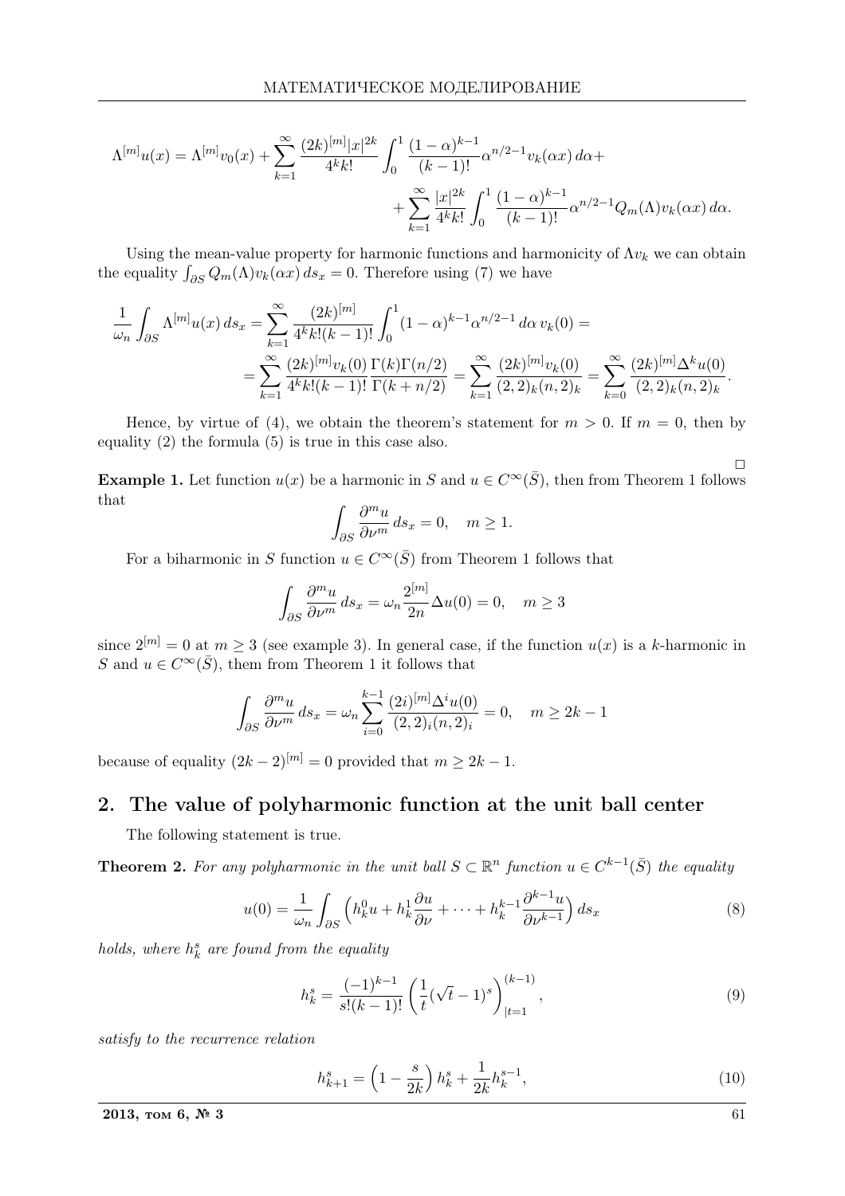$$
\Lambda^{[m]}u(x) = \Lambda^{[m]}v_0(x) + \sum_{k=1}^{\infty} \frac{(2k)^{[m]}|x|^{2k}}{4^k k!} \int_0^1 \frac{(1-\alpha)^{k-1}}{(k-1)!} \alpha^{n/2-1} v_k(\alpha x)\, d\alpha +
$$
$$
+ \sum_{k=1}^{\infty} \frac{|x|^{2k}}{4^k k!} \int_0^1 \frac{(1-\alpha)^{k-1}}{(k-1)!} \alpha^{n/2-1} Q_m(\Lambda) v_k(\alpha x)\, d\alpha.
$$

Using the mean-value property for harmonic functions and harmonicity of $\Lambda v_k$ we can obtain the equality $\int_{\partial S} Q_m(\Lambda) v_k(\alpha x)\, ds_x = 0$. Therefore using (7) we have

$$
\frac{1}{\omega_n} \int_{\partial S} \Lambda^{[m]}u(x)\, ds_x = \sum_{k=1}^{\infty} \frac{(2k)^{[m]}}{4^k k!(k-1)!} \int_0^1 (1-\alpha)^{k-1} \alpha^{n/2-1}\, d\alpha\, v_k(0) =
$$
$$
= \sum_{k=1}^{\infty} \frac{(2k)^{[m]} v_k(0)}{4^k k!(k-1)!} \frac{\Gamma(k)\Gamma(n/2)}{\Gamma(k+n/2)} = \sum_{k=1}^{\infty} \frac{(2k)^{[m]} v_k(0)}{(2,2)_k (n,2)_k} = \sum_{k=0}^{\infty} \frac{(2k)^{[m]} \Delta^k u(0)}{(2,2)_k (n,2)_k}.
$$

Hence, by virtue of (4), we obtain the theorem's statement for $m > 0$. If $m = 0$, then by equality (2) the formula (5) is true in this case also.

□

**Example 1.** Let function $u(x)$ be a harmonic in $S$ and $u \in C^\infty(\bar{S})$, then from Theorem 1 follows that

$$
\int_{\partial S} \frac{\partial^m u}{\partial \nu^m}\, ds_x = 0, \quad m \geq 1.
$$

For a biharmonic in $S$ function $u \in C^\infty(\bar{S})$ from Theorem 1 follows that

$$
\int_{\partial S} \frac{\partial^m u}{\partial \nu^m}\, ds_x = \omega_n \frac{2^{[m]}}{2n} \Delta u(0) = 0, \quad m \geq 3
$$

since $2^{[m]} = 0$ at $m \geq 3$ (see example 3). In general case, if the function $u(x)$ is a $k$-harmonic in $S$ and $u \in C^\infty(\bar{S})$, them from Theorem 1 it follows that

$$
\int_{\partial S} \frac{\partial^m u}{\partial \nu^m}\, ds_x = \omega_n \sum_{i=0}^{k-1} \frac{(2i)^{[m]} \Delta^i u(0)}{(2,2)_i (n,2)_i} = 0, \quad m \geq 2k-1
$$

because of equality $(2k-2)^{[m]} = 0$ provided that $m \geq 2k-1$.

## 2. The value of polyharmonic function at the unit ball center

The following statement is true.

**Theorem 2.** *For any polyharmonic in the unit ball $S \subset \mathbb{R}^n$ function $u \in C^{k-1}(\bar{S})$ the equality*

$$
u(0) = \frac{1}{\omega_n} \int_{\partial S} \left( h_k^0 u + h_k^1 \frac{\partial u}{\partial \nu} + \cdots + h_k^{k-1} \frac{\partial^{k-1} u}{\partial \nu^{k-1}} \right) ds_x \tag{8}
$$

*holds, where $h_k^s$ are found from the equality*

$$
h_k^s = \frac{(-1)^{k-1}}{s!(k-1)!} \left( \frac{1}{t} (\sqrt{t} - 1)^s \right)^{(k-1)}_{|t=1}, \tag{9}
$$

*satisfy to the recurrence relation*

$$
h_{k+1}^s = \left( 1 - \frac{s}{2k} \right) h_k^s + \frac{1}{2k} h_k^{s-1}, \tag{10}
$$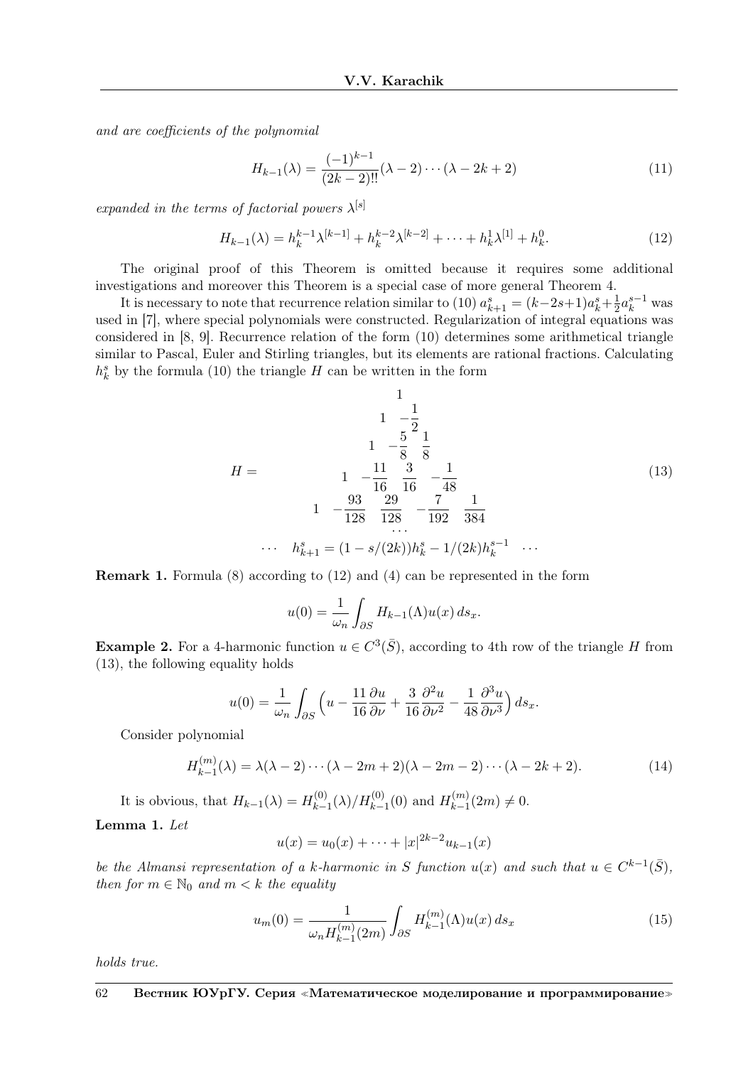*and are coefficients of the polynomial*

$$H_{k-1}(\lambda) = \frac{(-1)^{k-1}}{(2k-2)!!}(\lambda-2)\cdots(\lambda-2k+2) \tag{11}$$

*expanded in the terms of factorial powers* $\lambda^{[s]}$

$$H_{k-1}(\lambda) = h_k^{k-1}\lambda^{[k-1]} + h_k^{k-2}\lambda^{[k-2]} + \cdots + h_k^1\lambda^{[1]} + h_k^0. \tag{12}$$

The original proof of this Theorem is omitted because it requires some additional investigations and moreover this Theorem is a special case of more general Theorem 4.

It is necessary to note that recurrence relation similar to (10) $a_{k+1}^s = (k-2s+1)a_k^s + \frac{1}{2}a_k^{s-1}$ was used in [7], where special polynomials were constructed. Regularization of integral equations was considered in [8, 9]. Recurrence relation of the form (10) determines some arithmetical triangle similar to Pascal, Euler and Stirling triangles, but its elements are rational fractions. Calculating $h_k^s$ by the formula (10) the triangle $H$ can be written in the form

$$H = \begin{array}{ccccc}
 & & 1 & & \\
 & 1 & -\frac{1}{2} & & \\
1 & -\frac{5}{8} & \frac{1}{8} & & \\
1 & -\frac{11}{16} & \frac{3}{16} & -\frac{1}{48} & \\
1 & -\frac{93}{128} & \frac{29}{128} & -\frac{7}{192} & \frac{1}{384} \\
 & & \cdots & & \\
\cdots & h_{k+1}^s = (1-s/(2k))h_k^s - 1/(2k)h_k^{s-1} & \cdots & &
\end{array} \tag{13}$$

**Remark 1.** Formula (8) according to (12) and (4) can be represented in the form

$$u(0) = \frac{1}{\omega_n}\int_{\partial S} H_{k-1}(\Lambda)u(x)\,ds_x.$$

**Example 2.** For a 4-harmonic function $u \in C^3(\bar{S})$, according to 4th row of the triangle $H$ from (13), the following equality holds

$$u(0) = \frac{1}{\omega_n}\int_{\partial S}\Big(u - \frac{11}{16}\frac{\partial u}{\partial \nu} + \frac{3}{16}\frac{\partial^2 u}{\partial \nu^2} - \frac{1}{48}\frac{\partial^3 u}{\partial \nu^3}\Big)\,ds_x.$$

Consider polynomial

$$H_{k-1}^{(m)}(\lambda) = \lambda(\lambda-2)\cdots(\lambda-2m+2)(\lambda-2m-2)\cdots(\lambda-2k+2). \tag{14}$$

It is obvious, that $H_{k-1}(\lambda) = H_{k-1}^{(0)}(\lambda)/H_{k-1}^{(0)}(0)$ and $H_{k-1}^{(m)}(2m) \neq 0$.

**Lemma 1.** *Let*

$$u(x) = u_0(x) + \cdots + |x|^{2k-2}u_{k-1}(x)$$

*be the Almansi representation of a k-harmonic in S function* $u(x)$ *and such that* $u \in C^{k-1}(\bar{S})$, *then for* $m \in \mathbb{N}_0$ *and* $m < k$ *the equality*

$$u_m(0) = \frac{1}{\omega_n H_{k-1}^{(m)}(2m)}\int_{\partial S} H_{k-1}^{(m)}(\Lambda)u(x)\,ds_x \tag{15}$$

*holds true.*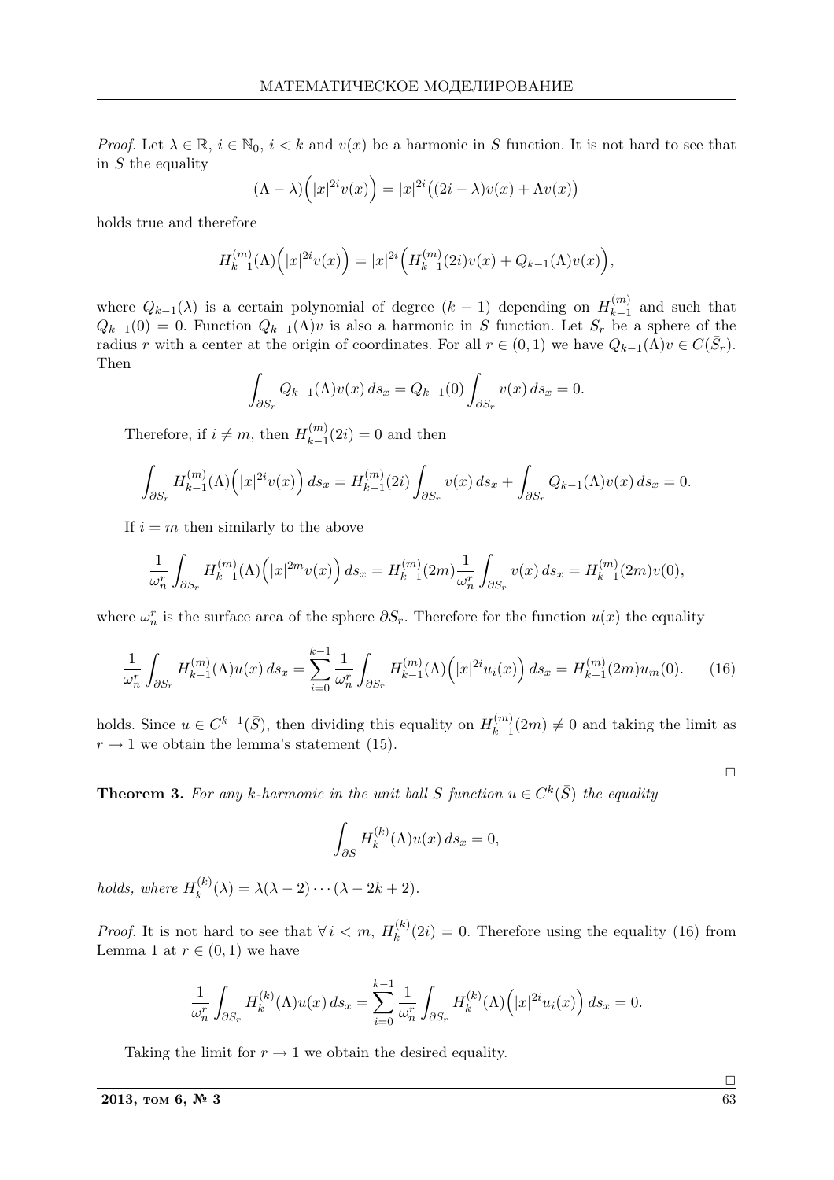*Proof.* Let $\lambda \in \mathbb{R}$, $i \in \mathbb{N}_0$, $i < k$ and $v(x)$ be a harmonic in $S$ function. It is not hard to see that in $S$ the equality

$$(\Lambda - \lambda)\Big(|x|^{2i} v(x)\Big) = |x|^{2i}\big((2i - \lambda)v(x) + \Lambda v(x)\big)$$

holds true and therefore

$$H_{k-1}^{(m)}(\Lambda)\Big(|x|^{2i} v(x)\Big) = |x|^{2i}\Big(H_{k-1}^{(m)}(2i)v(x) + Q_{k-1}(\Lambda)v(x)\Big),$$

where $Q_{k-1}(\lambda)$ is a certain polynomial of degree $(k-1)$ depending on $H_{k-1}^{(m)}$ and such that $Q_{k-1}(0) = 0$. Function $Q_{k-1}(\Lambda)v$ is also a harmonic in $S$ function. Let $S_r$ be a sphere of the radius $r$ with a center at the origin of coordinates. For all $r \in (0,1)$ we have $Q_{k-1}(\Lambda)v \in C(\bar{S}_r)$. Then

$$\int_{\partial S_r} Q_{k-1}(\Lambda)v(x)\,ds_x = Q_{k-1}(0)\int_{\partial S_r} v(x)\,ds_x = 0.$$

Therefore, if $i \neq m$, then $H_{k-1}^{(m)}(2i) = 0$ and then

$$\int_{\partial S_r} H_{k-1}^{(m)}(\Lambda)\Big(|x|^{2i} v(x)\Big)\,ds_x = H_{k-1}^{(m)}(2i)\int_{\partial S_r} v(x)\,ds_x + \int_{\partial S_r} Q_{k-1}(\Lambda)v(x)\,ds_x = 0.$$

If $i = m$ then similarly to the above

$$\frac{1}{\omega_n^r}\int_{\partial S_r} H_{k-1}^{(m)}(\Lambda)\Big(|x|^{2m} v(x)\Big)\,ds_x = H_{k-1}^{(m)}(2m)\frac{1}{\omega_n^r}\int_{\partial S_r} v(x)\,ds_x = H_{k-1}^{(m)}(2m)v(0),$$

where $\omega_n^r$ is the surface area of the sphere $\partial S_r$. Therefore for the function $u(x)$ the equality

$$\frac{1}{\omega_n^r}\int_{\partial S_r} H_{k-1}^{(m)}(\Lambda)u(x)\,ds_x = \sum_{i=0}^{k-1}\frac{1}{\omega_n^r}\int_{\partial S_r} H_{k-1}^{(m)}(\Lambda)\Big(|x|^{2i} u_i(x)\Big)\,ds_x = H_{k-1}^{(m)}(2m)u_m(0). \tag{16}$$

holds. Since $u \in C^{k-1}(\bar{S})$, then dividing this equality on $H_{k-1}^{(m)}(2m) \neq 0$ and taking the limit as $r \to 1$ we obtain the lemma's statement (15).

□

**Theorem 3.** *For any $k$-harmonic in the unit ball $S$ function $u \in C^k(\bar{S})$ the equality*

$$\int_{\partial S} H_k^{(k)}(\Lambda)u(x)\,ds_x = 0,$$

*holds, where $H_k^{(k)}(\lambda) = \lambda(\lambda - 2)\cdots(\lambda - 2k + 2)$.*

*Proof.* It is not hard to see that $\forall\, i < m$, $H_k^{(k)}(2i) = 0$. Therefore using the equality (16) from Lemma 1 at $r \in (0,1)$ we have

$$\frac{1}{\omega_n^r}\int_{\partial S_r} H_k^{(k)}(\Lambda)u(x)\,ds_x = \sum_{i=0}^{k-1}\frac{1}{\omega_n^r}\int_{\partial S_r} H_k^{(k)}(\Lambda)\Big(|x|^{2i} u_i(x)\Big)\,ds_x = 0.$$

Taking the limit for $r \to 1$ we obtain the desired equality.

□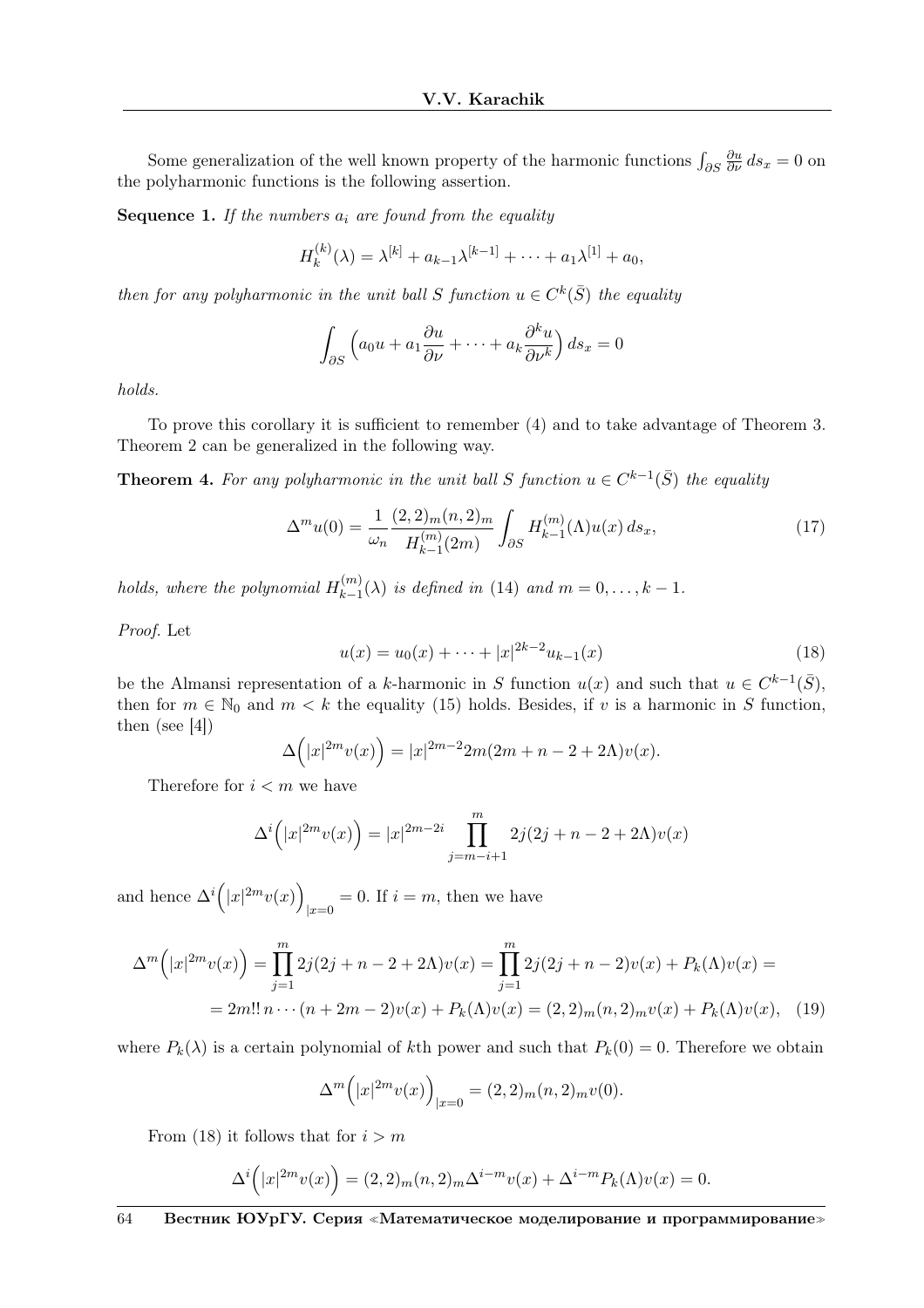Some generalization of the well known property of the harmonic functions $\int_{\partial S} \frac{\partial u}{\partial \nu}\, ds_x = 0$ on the polyharmonic functions is the following assertion.

**Sequence 1.** *If the numbers $a_i$ are found from the equality*

$$H_k^{(k)}(\lambda) = \lambda^{[k]} + a_{k-1}\lambda^{[k-1]} + \cdots + a_1\lambda^{[1]} + a_0,$$

*then for any polyharmonic in the unit ball $S$ function $u \in C^k(\bar{S})$ the equality*

$$\int_{\partial S} \Big( a_0 u + a_1 \frac{\partial u}{\partial \nu} + \cdots + a_k \frac{\partial^k u}{\partial \nu^k} \Big)\, ds_x = 0$$

*holds.*

To prove this corollary it is sufficient to remember (4) and to take advantage of Theorem 3. Theorem 2 can be generalized in the following way.

**Theorem 4.** *For any polyharmonic in the unit ball $S$ function $u \in C^{k-1}(\bar{S})$ the equality*

$$\Delta^m u(0) = \frac{1}{\omega_n} \frac{(2,2)_m (n,2)_m}{H_{k-1}^{(m)}(2m)} \int_{\partial S} H_{k-1}^{(m)}(\Lambda) u(x)\, ds_x, \tag{17}$$

*holds, where the polynomial $H_{k-1}^{(m)}(\lambda)$ is defined in (14) and $m = 0, \ldots, k-1$.*

*Proof.* Let

$$u(x) = u_0(x) + \cdots + |x|^{2k-2} u_{k-1}(x) \tag{18}$$

be the Almansi representation of a $k$-harmonic in $S$ function $u(x)$ and such that $u \in C^{k-1}(\bar{S})$, then for $m \in \mathbb{N}_0$ and $m < k$ the equality (15) holds. Besides, if $v$ is a harmonic in $S$ function, then (see [4])

$$\Delta\Big(|x|^{2m} v(x)\Big) = |x|^{2m-2} 2m(2m + n - 2 + 2\Lambda) v(x).$$

Therefore for $i < m$ we have

$$\Delta^i\Big(|x|^{2m} v(x)\Big) = |x|^{2m-2i} \prod_{j=m-i+1}^{m} 2j(2j + n - 2 + 2\Lambda) v(x)$$

and hence $\Delta^i\Big(|x|^{2m} v(x)\Big)_{|x=0} = 0$. If $i = m$, then we have

$$\begin{aligned}\Delta^m\Big(|x|^{2m} v(x)\Big) &= \prod_{j=1}^{m} 2j(2j + n - 2 + 2\Lambda) v(x) = \prod_{j=1}^{m} 2j(2j + n - 2) v(x) + P_k(\Lambda) v(x) = \\ &= 2m!!\, n \cdots (n + 2m - 2) v(x) + P_k(\Lambda) v(x) = (2,2)_m (n,2)_m v(x) + P_k(\Lambda) v(x),\end{aligned} \tag{19}$$

where $P_k(\lambda)$ is a certain polynomial of $k$th power and such that $P_k(0) = 0$. Therefore we obtain

$$\Delta^m\Big(|x|^{2m} v(x)\Big)_{|x=0} = (2,2)_m (n,2)_m v(0).$$

From (18) it follows that for $i > m$

$$\Delta^i\Big(|x|^{2m} v(x)\Big) = (2,2)_m (n,2)_m \Delta^{i-m} v(x) + \Delta^{i-m} P_k(\Lambda) v(x) = 0.$$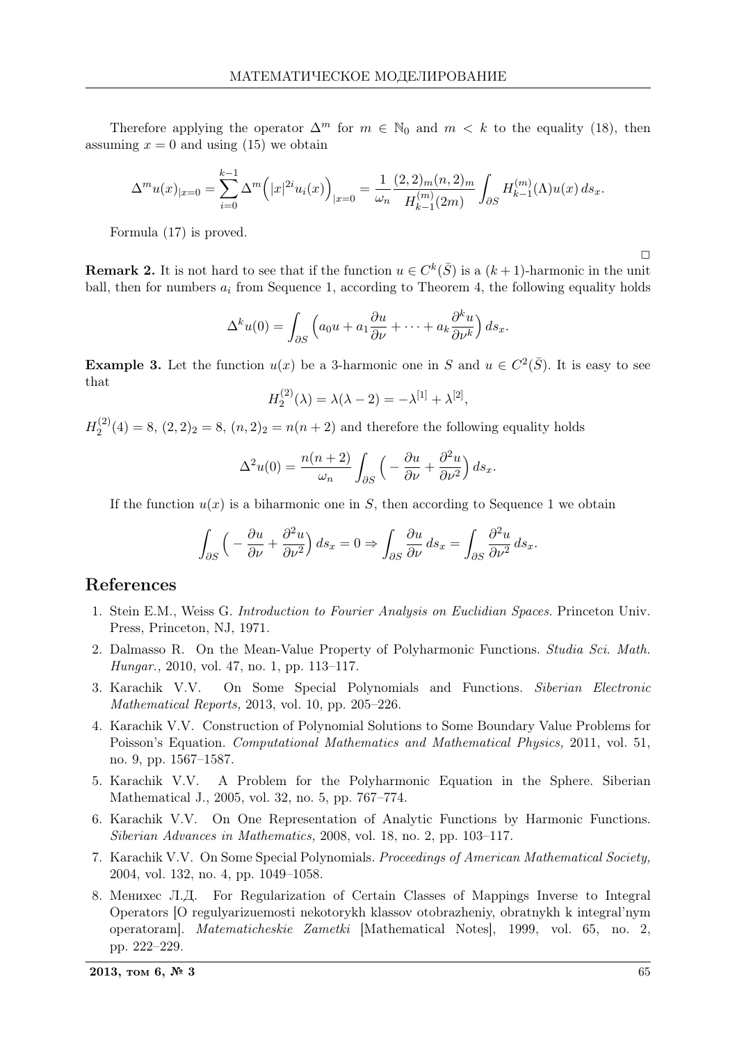Therefore applying the operator $\Delta^m$ for $m \in \mathbb{N}_0$ and $m < k$ to the equality (18), then assuming $x = 0$ and using (15) we obtain

$$\Delta^m u(x)_{|x=0} = \sum_{i=0}^{k-1} \Delta^m \Big(|x|^{2i} u_i(x)\Big)_{|x=0} = \frac{1}{\omega_n} \frac{(2,2)_m (n,2)_m}{H_{k-1}^{(m)}(2m)} \int_{\partial S} H_{k-1}^{(m)}(\Lambda) u(x)\, ds_x.$$

Formula (17) is proved.

□

**Remark 2.** It is not hard to see that if the function $u \in C^k(\bar{S})$ is a $(k+1)$-harmonic in the unit ball, then for numbers $a_i$ from Sequence 1, according to Theorem 4, the following equality holds

$$\Delta^k u(0) = \int_{\partial S} \Big( a_0 u + a_1 \frac{\partial u}{\partial \nu} + \cdots + a_k \frac{\partial^k u}{\partial \nu^k} \Big)\, ds_x.$$

**Example 3.** Let the function $u(x)$ be a 3-harmonic one in $S$ and $u \in C^2(\bar{S})$. It is easy to see that

$$H_2^{(2)}(\lambda) = \lambda(\lambda - 2) = -\lambda^{[1]} + \lambda^{[2]},$$

$H_2^{(2)}(4) = 8$, $(2,2)_2 = 8$, $(n,2)_2 = n(n+2)$ and therefore the following equality holds

$$\Delta^2 u(0) = \frac{n(n+2)}{\omega_n} \int_{\partial S} \Big( -\frac{\partial u}{\partial \nu} + \frac{\partial^2 u}{\partial \nu^2} \Big)\, ds_x.$$

If the function $u(x)$ is a biharmonic one in $S$, then according to Sequence 1 we obtain

$$\int_{\partial S} \Big( -\frac{\partial u}{\partial \nu} + \frac{\partial^2 u}{\partial \nu^2} \Big)\, ds_x = 0 \Rightarrow \int_{\partial S} \frac{\partial u}{\partial \nu}\, ds_x = \int_{\partial S} \frac{\partial^2 u}{\partial \nu^2}\, ds_x.$$

## References

1. Stein E.M., Weiss G. *Introduction to Fourier Analysis on Euclidian Spaces.* Princeton Univ. Press, Princeton, NJ, 1971.
2. Dalmasso R. On the Mean-Value Property of Polyharmonic Functions. *Studia Sci. Math. Hungar.,* 2010, vol. 47, no. 1, pp. 113–117.
3. Karachik V.V. On Some Special Polynomials and Functions. *Siberian Electronic Mathematical Reports,* 2013, vol. 10, pp. 205–226.
4. Karachik V.V. Construction of Polynomial Solutions to Some Boundary Value Problems for Poisson's Equation. *Computational Mathematics and Mathematical Physics,* 2011, vol. 51, no. 9, pp. 1567–1587.
5. Karachik V.V. A Problem for the Polyharmonic Equation in the Sphere. Siberian Mathematical J., 2005, vol. 32, no. 5, pp. 767–774.
6. Karachik V.V. On One Representation of Analytic Functions by Harmonic Functions. *Siberian Advances in Mathematics,* 2008, vol. 18, no. 2, pp. 103–117.
7. Karachik V.V. On Some Special Polynomials. *Proceedings of American Mathematical Society,* 2004, vol. 132, no. 4, pp. 1049–1058.
8. Менихес Л.Д. For Regularization of Certain Classes of Mappings Inverse to Integral Operators [O regulyarizuemosti nekotorykh klassov otobrazheniy, obratnykh k integral'nym operatoram]. *Matematicheskie Zametki* [Mathematical Notes], 1999, vol. 65, no. 2, pp. 222–229.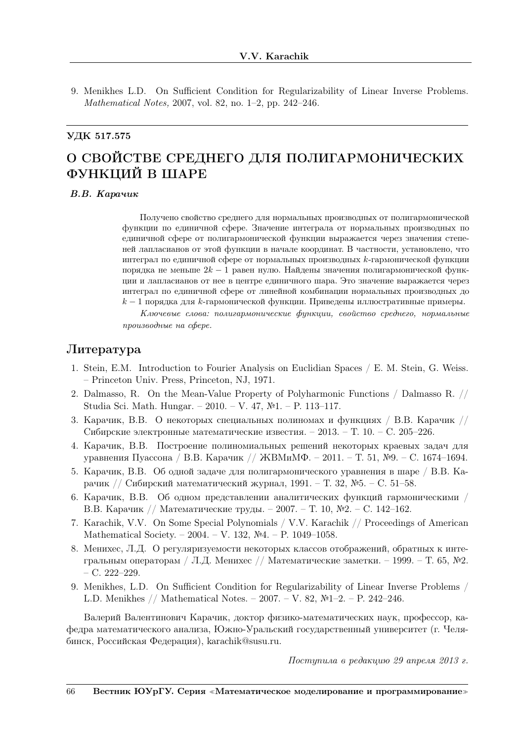9. Menikhes L.D. On Sufficient Condition for Regularizability of Linear Inverse Problems. *Mathematical Notes,* 2007, vol. 82, no. 1–2, pp. 242–246.

---

**УДК 517.575**

# О СВОЙСТВЕ СРЕДНЕГО ДЛЯ ПОЛИГАРМОНИЧЕСКИХ ФУНКЦИЙ В ШАРЕ

***В.В. Карачик***

Получено свойство среднего для нормальных производных от полигармонической функции по единичной сфере. Значение интеграла от нормальных производных по единичной сфере от полигармонической функции выражается через значения степеней лапласианов от этой функции в начале координат. В частности, установлено, что интеграл по единичной сфере от нормальных производных $k$-гармонической функции порядка не меньше $2k-1$ равен нулю. Найдены значения полигармонической функции и лапласианов от нее в центре единичного шара. Это значение выражается через интеграл по единичной сфере от линейной комбинации нормальных производных до $k-1$ порядка для $k$-гармонической функции. Приведены иллюстративные примеры.

*Ключевые слова: полигармонические функции, свойство среднего, нормальные производные на сфере.*

## Литература

1. Stein, E.M. Introduction to Fourier Analysis on Euclidian Spaces / E. M. Stein, G. Weiss. – Princeton Univ. Press, Princeton, NJ, 1971.
2. Dalmasso, R. On the Mean-Value Property of Polyharmonic Functions / Dalmasso R. // Studia Sci. Math. Hungar. – 2010. – V. 47, №1. – P. 113–117.
3. Карачик, В.В. О некоторых специальных полиномах и функциях / В.В. Карачик // Сибирские электронные математические известия. – 2013. – Т. 10. – С. 205–226.
4. Карачик, В.В. Построение полиномиальных решений некоторых краевых задач для уравнения Пуассона / В.В. Карачик // ЖВМиМФ. – 2011. – Т. 51, №9. – С. 1674–1694.
5. Карачик, В.В. Об одной задаче для полигармонического уравнения в шаре / В.В. Карачик // Сибирский математический журнал, 1991. – Т. 32, №5. – С. 51–58.
6. Карачик, В.В. Об одном представлении аналитических функций гармоническими / В.В. Карачик // Математические труды. – 2007. – Т. 10, №2. – С. 142–162.
7. Karachik, V.V. On Some Special Polynomials / V.V. Karachik // Proceedings of American Mathematical Society. – 2004. – V. 132, №4. – P. 1049–1058.
8. Менихес, Л.Д. О регуляризуемости некоторых классов отображений, обратных к интегральным операторам / Л.Д. Менихес // Математические заметки. – 1999. – Т. 65, №2. – С. 222–229.
9. Menikhes, L.D. On Sufficient Condition for Regularizability of Linear Inverse Problems / L.D. Menikhes // Mathematical Notes. – 2007. – V. 82, №1–2. – P. 242–246.

Валерий Валентинович Карачик, доктор физико-математических наук, профессор, кафедра математического анализа, Южно-Уральский государственный университет (г. Челябинск, Российская Федерация), karachik@susu.ru.

*Поступила в редакцию 29 апреля 2013 г.*